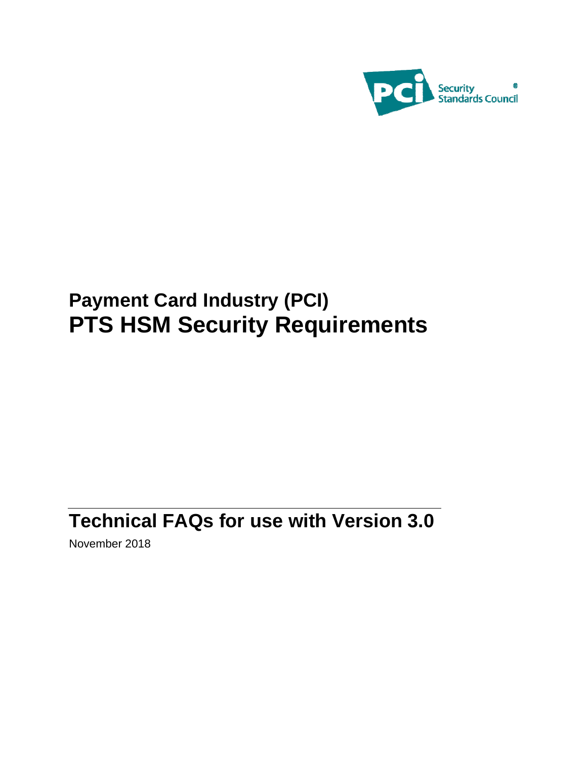PCI Security Standards Council®

# Payment Card Industry (PCI)
# PTS HSM Security Requirements

## Technical FAQs for use with Version 3.0

November 2018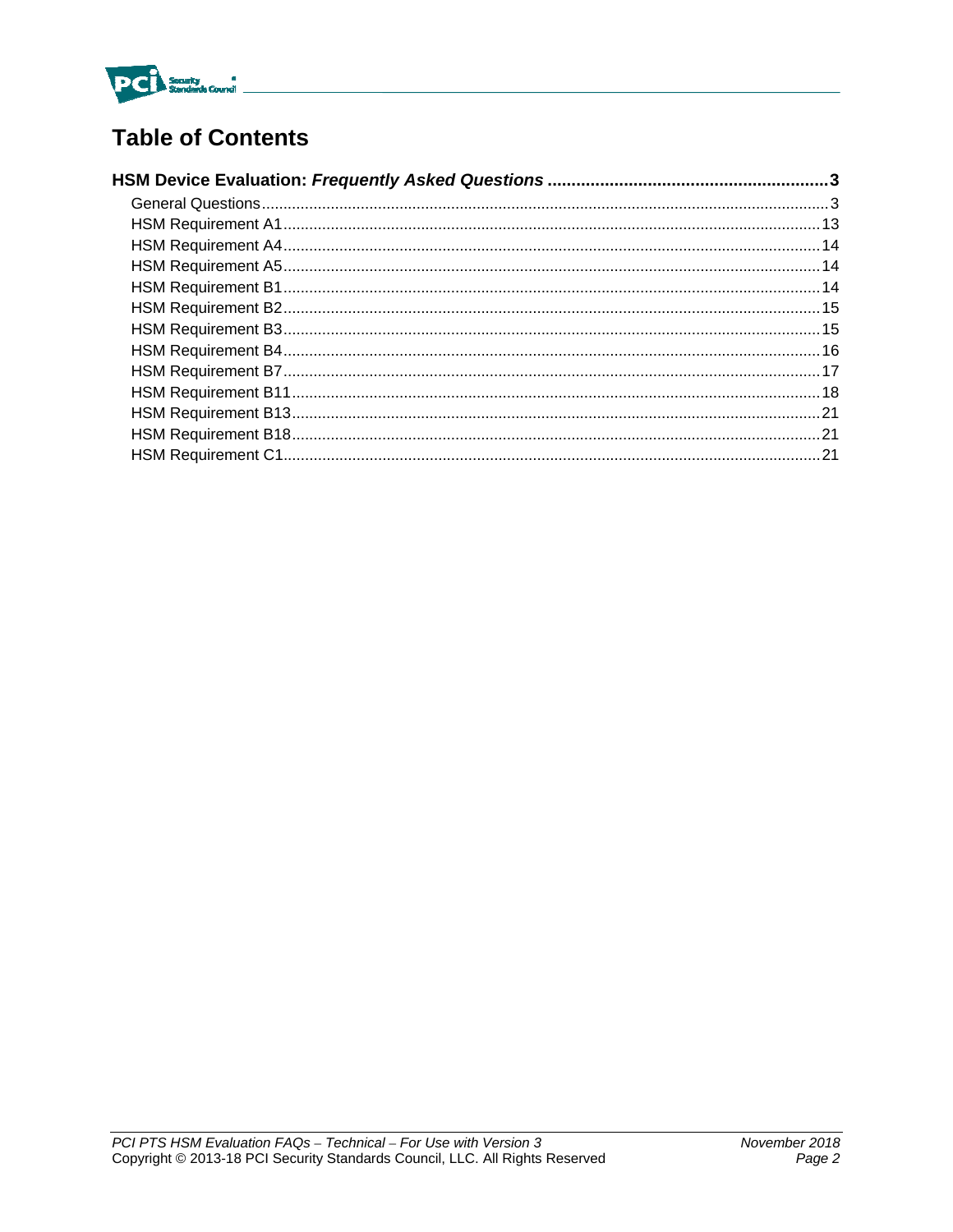# Table of Contents

**HSM Device Evaluation: *Frequently Asked Questions*** .......... **3**

- General Questions .......... 3
- HSM Requirement A1 .......... 13
- HSM Requirement A4 .......... 14
- HSM Requirement A5 .......... 14
- HSM Requirement B1 .......... 14
- HSM Requirement B2 .......... 15
- HSM Requirement B3 .......... 15
- HSM Requirement B4 .......... 16
- HSM Requirement B7 .......... 17
- HSM Requirement B11 .......... 18
- HSM Requirement B13 .......... 21
- HSM Requirement B18 .......... 21
- HSM Requirement C1 .......... 21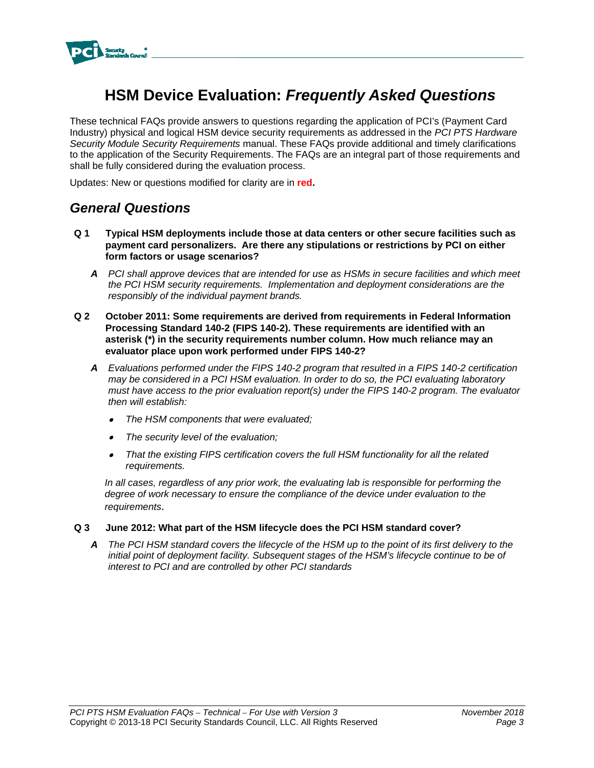# HSM Device Evaluation: *Frequently Asked Questions*

These technical FAQs provide answers to questions regarding the application of PCI's (Payment Card Industry) physical and logical HSM device security requirements as addressed in the *PCI PTS Hardware Security Module Security Requirements* manual. These FAQs provide additional and timely clarifications to the application of the Security Requirements. The FAQs are an integral part of those requirements and shall be fully considered during the evaluation process.

Updates: New or questions modified for clarity are in **red.**

## *General Questions*

**Q 1 Typical HSM deployments include those at data centers or other secure facilities such as payment card personalizers. Are there any stipulations or restrictions by PCI on either form factors or usage scenarios?**

***A*** *PCI shall approve devices that are intended for use as HSMs in secure facilities and which meet the PCI HSM security requirements. Implementation and deployment considerations are the responsibly of the individual payment brands.*

**Q 2 October 2011: Some requirements are derived from requirements in Federal Information Processing Standard 140-2 (FIPS 140-2). These requirements are identified with an asterisk (*) in the security requirements number column. How much reliance may an evaluator place upon work performed under FIPS 140-2?**

***A*** *Evaluations performed under the FIPS 140-2 program that resulted in a FIPS 140-2 certification may be considered in a PCI HSM evaluation. In order to do so, the PCI evaluating laboratory must have access to the prior evaluation report(s) under the FIPS 140-2 program. The evaluator then will establish:*

- *The HSM components that were evaluated;*
- *The security level of the evaluation;*
- *That the existing FIPS certification covers the full HSM functionality for all the related requirements.*

*In all cases, regardless of any prior work, the evaluating lab is responsible for performing the degree of work necessary to ensure the compliance of the device under evaluation to the requirements*.

**Q 3 June 2012: What part of the HSM lifecycle does the PCI HSM standard cover?**

***A*** *The PCI HSM standard covers the lifecycle of the HSM up to the point of its first delivery to the initial point of deployment facility. Subsequent stages of the HSM's lifecycle continue to be of interest to PCI and are controlled by other PCI standards*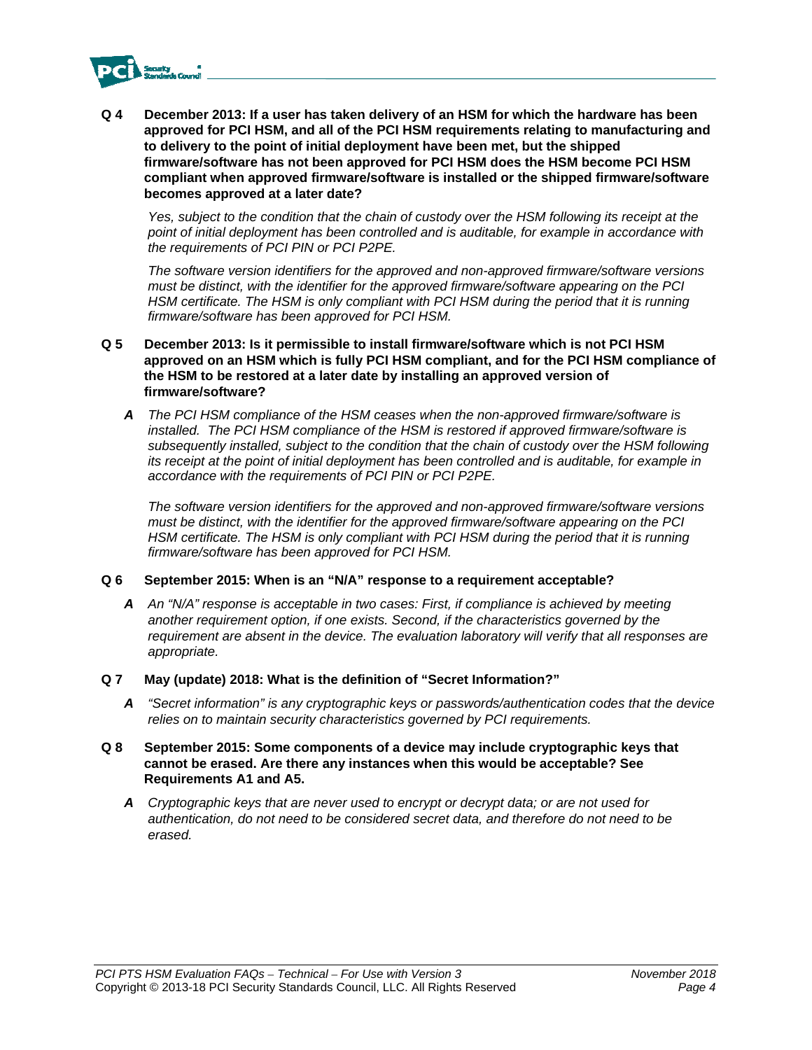**Q 4 December 2013: If a user has taken delivery of an HSM for which the hardware has been approved for PCI HSM, and all of the PCI HSM requirements relating to manufacturing and to delivery to the point of initial deployment have been met, but the shipped firmware/software has not been approved for PCI HSM does the HSM become PCI HSM compliant when approved firmware/software is installed or the shipped firmware/software becomes approved at a later date?**

*Yes, subject to the condition that the chain of custody over the HSM following its receipt at the point of initial deployment has been controlled and is auditable, for example in accordance with the requirements of PCI PIN or PCI P2PE.*

*The software version identifiers for the approved and non-approved firmware/software versions must be distinct, with the identifier for the approved firmware/software appearing on the PCI HSM certificate. The HSM is only compliant with PCI HSM during the period that it is running firmware/software has been approved for PCI HSM.*

**Q 5 December 2013: Is it permissible to install firmware/software which is not PCI HSM approved on an HSM which is fully PCI HSM compliant, and for the PCI HSM compliance of the HSM to be restored at a later date by installing an approved version of firmware/software?**

***A*** *The PCI HSM compliance of the HSM ceases when the non-approved firmware/software is installed. The PCI HSM compliance of the HSM is restored if approved firmware/software is subsequently installed, subject to the condition that the chain of custody over the HSM following its receipt at the point of initial deployment has been controlled and is auditable, for example in accordance with the requirements of PCI PIN or PCI P2PE.*

*The software version identifiers for the approved and non-approved firmware/software versions must be distinct, with the identifier for the approved firmware/software appearing on the PCI HSM certificate. The HSM is only compliant with PCI HSM during the period that it is running firmware/software has been approved for PCI HSM.*

**Q 6 September 2015: When is an "N/A" response to a requirement acceptable?**

***A*** *An "N/A" response is acceptable in two cases: First, if compliance is achieved by meeting another requirement option, if one exists. Second, if the characteristics governed by the requirement are absent in the device. The evaluation laboratory will verify that all responses are appropriate.*

**Q 7 May (update) 2018: What is the definition of "Secret Information?"**

***A*** *"Secret information" is any cryptographic keys or passwords/authentication codes that the device relies on to maintain security characteristics governed by PCI requirements.*

**Q 8 September 2015: Some components of a device may include cryptographic keys that cannot be erased. Are there any instances when this would be acceptable? See Requirements A1 and A5.**

***A*** *Cryptographic keys that are never used to encrypt or decrypt data; or are not used for authentication, do not need to be considered secret data, and therefore do not need to be erased.*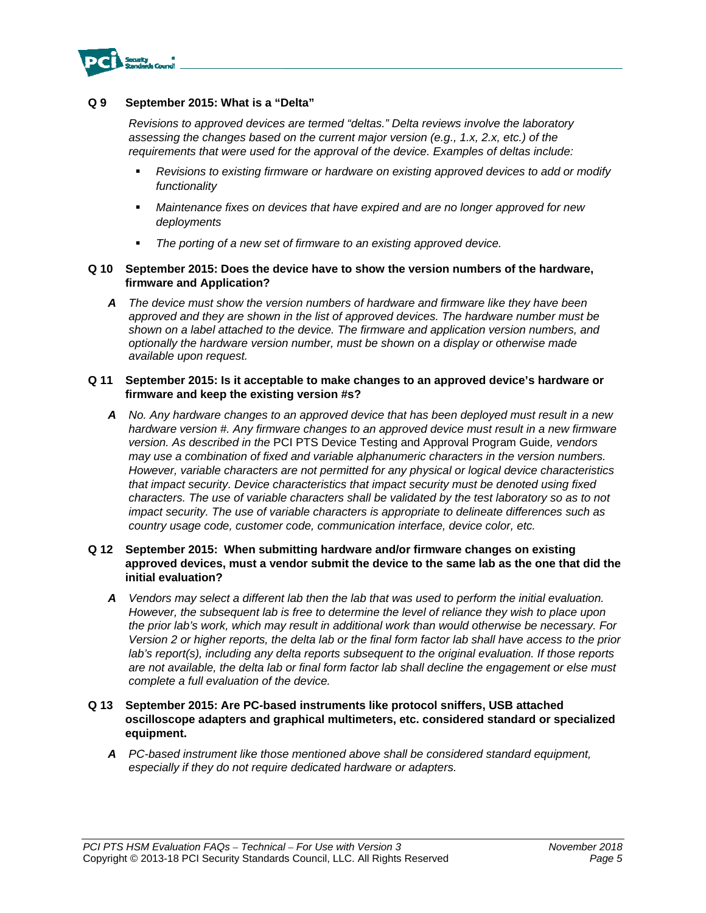**Q 9 September 2015: What is a "Delta"**

*Revisions to approved devices are termed "deltas." Delta reviews involve the laboratory assessing the changes based on the current major version (e.g., 1.x, 2.x, etc.) of the requirements that were used for the approval of the device. Examples of deltas include:*

- *Revisions to existing firmware or hardware on existing approved devices to add or modify functionality*
- *Maintenance fixes on devices that have expired and are no longer approved for new deployments*
- *The porting of a new set of firmware to an existing approved device.*

**Q 10 September 2015: Does the device have to show the version numbers of the hardware, firmware and Application?**

***A*** *The device must show the version numbers of hardware and firmware like they have been approved and they are shown in the list of approved devices. The hardware number must be shown on a label attached to the device. The firmware and application version numbers, and optionally the hardware version number, must be shown on a display or otherwise made available upon request.*

**Q 11 September 2015: Is it acceptable to make changes to an approved device's hardware or firmware and keep the existing version #s?**

***A*** *No. Any hardware changes to an approved device that has been deployed must result in a new hardware version #. Any firmware changes to an approved device must result in a new firmware version. As described in the* PCI PTS Device Testing and Approval Program Guide*, vendors may use a combination of fixed and variable alphanumeric characters in the version numbers. However, variable characters are not permitted for any physical or logical device characteristics that impact security. Device characteristics that impact security must be denoted using fixed characters. The use of variable characters shall be validated by the test laboratory so as to not impact security. The use of variable characters is appropriate to delineate differences such as country usage code, customer code, communication interface, device color, etc.*

**Q 12 September 2015: When submitting hardware and/or firmware changes on existing approved devices, must a vendor submit the device to the same lab as the one that did the initial evaluation?**

***A*** *Vendors may select a different lab then the lab that was used to perform the initial evaluation. However, the subsequent lab is free to determine the level of reliance they wish to place upon the prior lab's work, which may result in additional work than would otherwise be necessary. For Version 2 or higher reports, the delta lab or the final form factor lab shall have access to the prior lab's report(s), including any delta reports subsequent to the original evaluation. If those reports are not available, the delta lab or final form factor lab shall decline the engagement or else must complete a full evaluation of the device.*

**Q 13 September 2015: Are PC-based instruments like protocol sniffers, USB attached oscilloscope adapters and graphical multimeters, etc. considered standard or specialized equipment.**

***A*** *PC-based instrument like those mentioned above shall be considered standard equipment, especially if they do not require dedicated hardware or adapters.*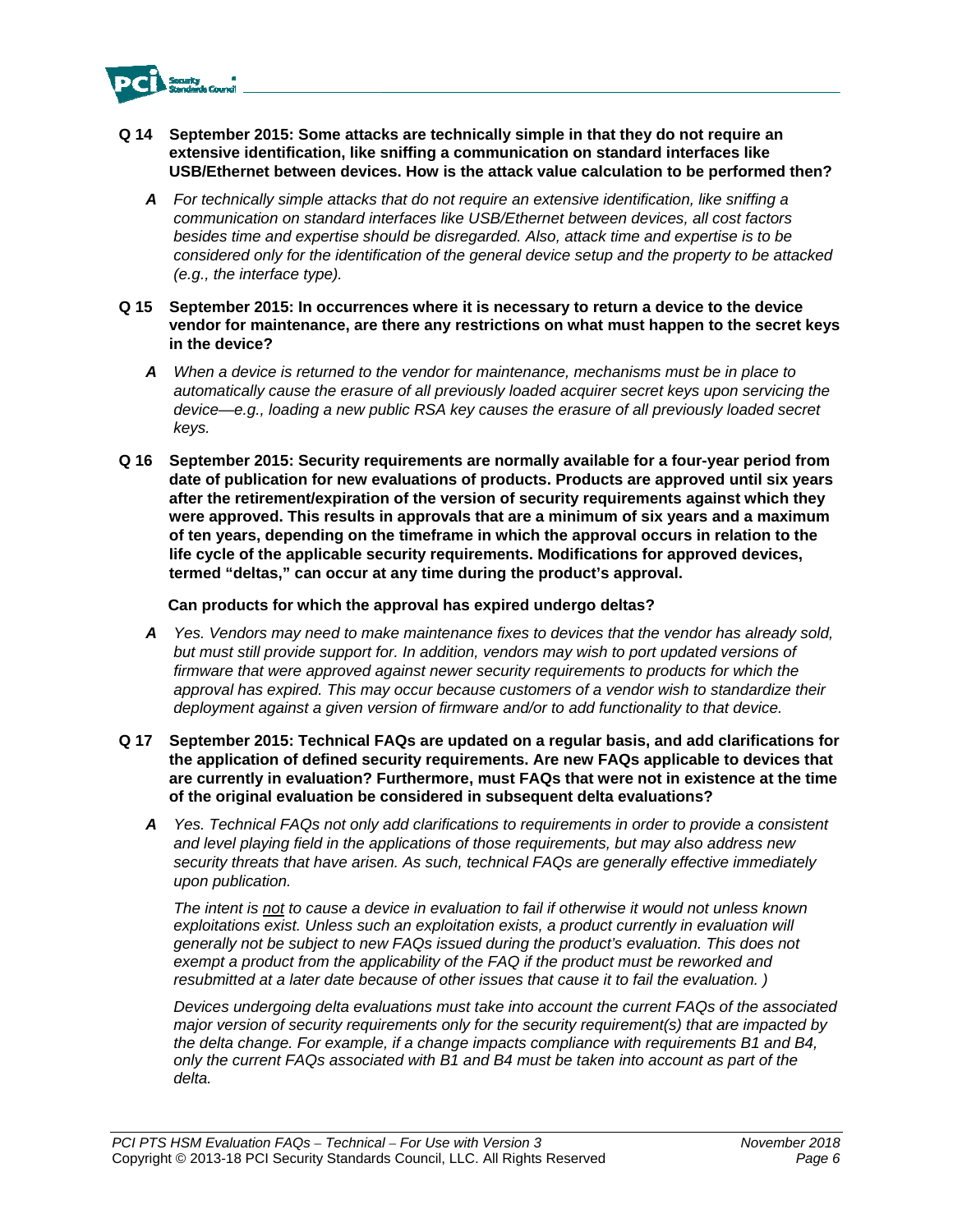**Q 14 September 2015: Some attacks are technically simple in that they do not require an extensive identification, like sniffing a communication on standard interfaces like USB/Ethernet between devices. How is the attack value calculation to be performed then?**

*A For technically simple attacks that do not require an extensive identification, like sniffing a communication on standard interfaces like USB/Ethernet between devices, all cost factors besides time and expertise should be disregarded. Also, attack time and expertise is to be considered only for the identification of the general device setup and the property to be attacked (e.g., the interface type).*

**Q 15 September 2015: In occurrences where it is necessary to return a device to the device vendor for maintenance, are there any restrictions on what must happen to the secret keys in the device?**

*A When a device is returned to the vendor for maintenance, mechanisms must be in place to automatically cause the erasure of all previously loaded acquirer secret keys upon servicing the device—e.g., loading a new public RSA key causes the erasure of all previously loaded secret keys.*

**Q 16 September 2015: Security requirements are normally available for a four-year period from date of publication for new evaluations of products. Products are approved until six years after the retirement/expiration of the version of security requirements against which they were approved. This results in approvals that are a minimum of six years and a maximum of ten years, depending on the timeframe in which the approval occurs in relation to the life cycle of the applicable security requirements. Modifications for approved devices, termed "deltas," can occur at any time during the product's approval.**

**Can products for which the approval has expired undergo deltas?**

*A Yes. Vendors may need to make maintenance fixes to devices that the vendor has already sold, but must still provide support for. In addition, vendors may wish to port updated versions of firmware that were approved against newer security requirements to products for which the approval has expired. This may occur because customers of a vendor wish to standardize their deployment against a given version of firmware and/or to add functionality to that device.*

**Q 17 September 2015: Technical FAQs are updated on a regular basis, and add clarifications for the application of defined security requirements. Are new FAQs applicable to devices that are currently in evaluation? Furthermore, must FAQs that were not in existence at the time of the original evaluation be considered in subsequent delta evaluations?**

*A Yes. Technical FAQs not only add clarifications to requirements in order to provide a consistent and level playing field in the applications of those requirements, but may also address new security threats that have arisen. As such, technical FAQs are generally effective immediately upon publication.*

*The intent is <u>not</u> to cause a device in evaluation to fail if otherwise it would not unless known exploitations exist. Unless such an exploitation exists, a product currently in evaluation will generally not be subject to new FAQs issued during the product's evaluation. This does not exempt a product from the applicability of the FAQ if the product must be reworked and resubmitted at a later date because of other issues that cause it to fail the evaluation. )*

*Devices undergoing delta evaluations must take into account the current FAQs of the associated major version of security requirements only for the security requirement(s) that are impacted by the delta change. For example, if a change impacts compliance with requirements B1 and B4, only the current FAQs associated with B1 and B4 must be taken into account as part of the delta.*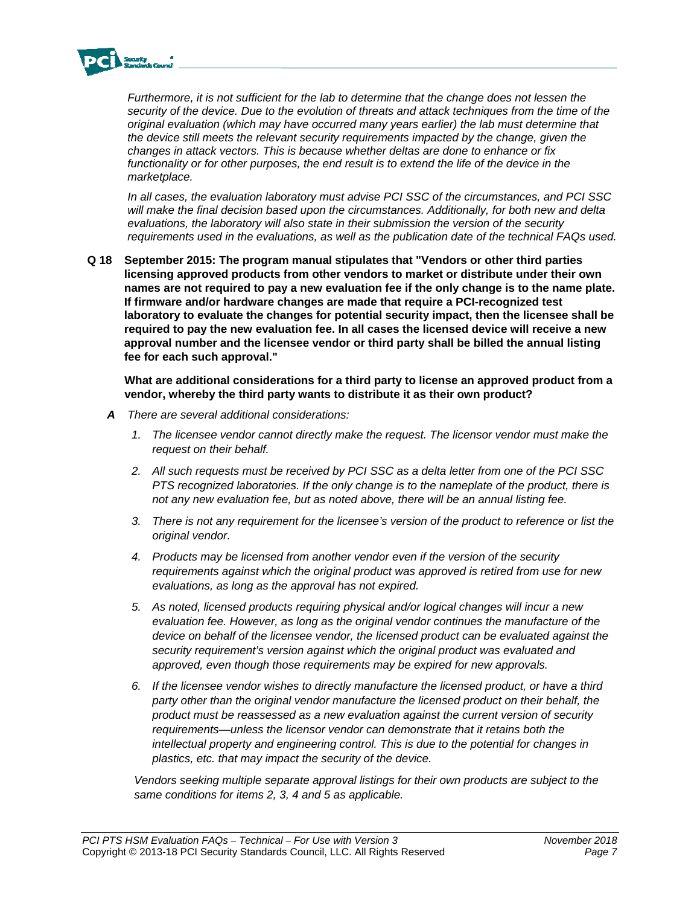*Furthermore, it is not sufficient for the lab to determine that the change does not lessen the security of the device. Due to the evolution of threats and attack techniques from the time of the original evaluation (which may have occurred many years earlier) the lab must determine that the device still meets the relevant security requirements impacted by the change, given the changes in attack vectors. This is because whether deltas are done to enhance or fix functionality or for other purposes, the end result is to extend the life of the device in the marketplace.*

*In all cases, the evaluation laboratory must advise PCI SSC of the circumstances, and PCI SSC will make the final decision based upon the circumstances. Additionally, for both new and delta evaluations, the laboratory will also state in their submission the version of the security requirements used in the evaluations, as well as the publication date of the technical FAQs used.*

**Q 18 September 2015: The program manual stipulates that "Vendors or other third parties licensing approved products from other vendors to market or distribute under their own names are not required to pay a new evaluation fee if the only change is to the name plate. If firmware and/or hardware changes are made that require a PCI-recognized test laboratory to evaluate the changes for potential security impact, then the licensee shall be required to pay the new evaluation fee. In all cases the licensed device will receive a new approval number and the licensee vendor or third party shall be billed the annual listing fee for each such approval."**

**What are additional considerations for a third party to license an approved product from a vendor, whereby the third party wants to distribute it as their own product?**

***A*** *There are several additional considerations:*

1. *The licensee vendor cannot directly make the request. The licensor vendor must make the request on their behalf.*
2. *All such requests must be received by PCI SSC as a delta letter from one of the PCI SSC PTS recognized laboratories. If the only change is to the nameplate of the product, there is not any new evaluation fee, but as noted above, there will be an annual listing fee.*
3. *There is not any requirement for the licensee's version of the product to reference or list the original vendor.*
4. *Products may be licensed from another vendor even if the version of the security requirements against which the original product was approved is retired from use for new evaluations, as long as the approval has not expired.*
5. *As noted, licensed products requiring physical and/or logical changes will incur a new evaluation fee. However, as long as the original vendor continues the manufacture of the device on behalf of the licensee vendor, the licensed product can be evaluated against the security requirement's version against which the original product was evaluated and approved, even though those requirements may be expired for new approvals.*
6. *If the licensee vendor wishes to directly manufacture the licensed product, or have a third party other than the original vendor manufacture the licensed product on their behalf, the product must be reassessed as a new evaluation against the current version of security requirements—unless the licensor vendor can demonstrate that it retains both the intellectual property and engineering control. This is due to the potential for changes in plastics, etc. that may impact the security of the device.*

*Vendors seeking multiple separate approval listings for their own products are subject to the same conditions for items 2, 3, 4 and 5 as applicable.*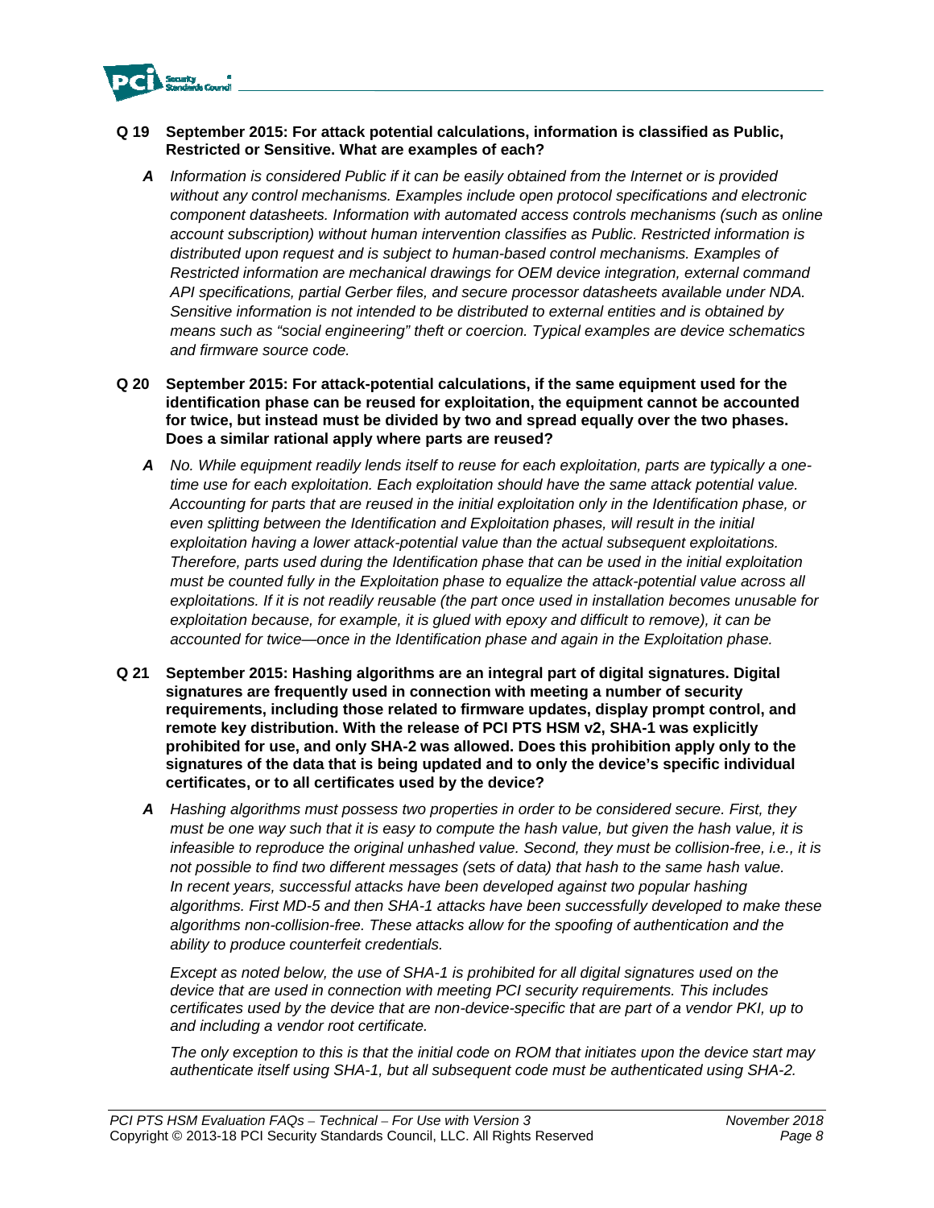**Q 19 September 2015: For attack potential calculations, information is classified as Public, Restricted or Sensitive. What are examples of each?**

***A*** *Information is considered Public if it can be easily obtained from the Internet or is provided without any control mechanisms. Examples include open protocol specifications and electronic component datasheets. Information with automated access controls mechanisms (such as online account subscription) without human intervention classifies as Public. Restricted information is distributed upon request and is subject to human-based control mechanisms. Examples of Restricted information are mechanical drawings for OEM device integration, external command API specifications, partial Gerber files, and secure processor datasheets available under NDA. Sensitive information is not intended to be distributed to external entities and is obtained by means such as "social engineering" theft or coercion. Typical examples are device schematics and firmware source code.*

**Q 20 September 2015: For attack-potential calculations, if the same equipment used for the identification phase can be reused for exploitation, the equipment cannot be accounted for twice, but instead must be divided by two and spread equally over the two phases. Does a similar rational apply where parts are reused?**

***A*** *No. While equipment readily lends itself to reuse for each exploitation, parts are typically a one-time use for each exploitation. Each exploitation should have the same attack potential value. Accounting for parts that are reused in the initial exploitation only in the Identification phase, or even splitting between the Identification and Exploitation phases, will result in the initial exploitation having a lower attack-potential value than the actual subsequent exploitations. Therefore, parts used during the Identification phase that can be used in the initial exploitation must be counted fully in the Exploitation phase to equalize the attack-potential value across all exploitations. If it is not readily reusable (the part once used in installation becomes unusable for exploitation because, for example, it is glued with epoxy and difficult to remove), it can be accounted for twice—once in the Identification phase and again in the Exploitation phase.*

**Q 21 September 2015: Hashing algorithms are an integral part of digital signatures. Digital signatures are frequently used in connection with meeting a number of security requirements, including those related to firmware updates, display prompt control, and remote key distribution. With the release of PCI PTS HSM v2, SHA-1 was explicitly prohibited for use, and only SHA-2 was allowed. Does this prohibition apply only to the signatures of the data that is being updated and to only the device's specific individual certificates, or to all certificates used by the device?**

***A*** *Hashing algorithms must possess two properties in order to be considered secure. First, they must be one way such that it is easy to compute the hash value, but given the hash value, it is infeasible to reproduce the original unhashed value. Second, they must be collision-free, i.e., it is not possible to find two different messages (sets of data) that hash to the same hash value. In recent years, successful attacks have been developed against two popular hashing algorithms. First MD-5 and then SHA-1 attacks have been successfully developed to make these algorithms non-collision-free. These attacks allow for the spoofing of authentication and the ability to produce counterfeit credentials.*

*Except as noted below, the use of SHA-1 is prohibited for all digital signatures used on the device that are used in connection with meeting PCI security requirements. This includes certificates used by the device that are non-device-specific that are part of a vendor PKI, up to and including a vendor root certificate.*

*The only exception to this is that the initial code on ROM that initiates upon the device start may authenticate itself using SHA-1, but all subsequent code must be authenticated using SHA-2.*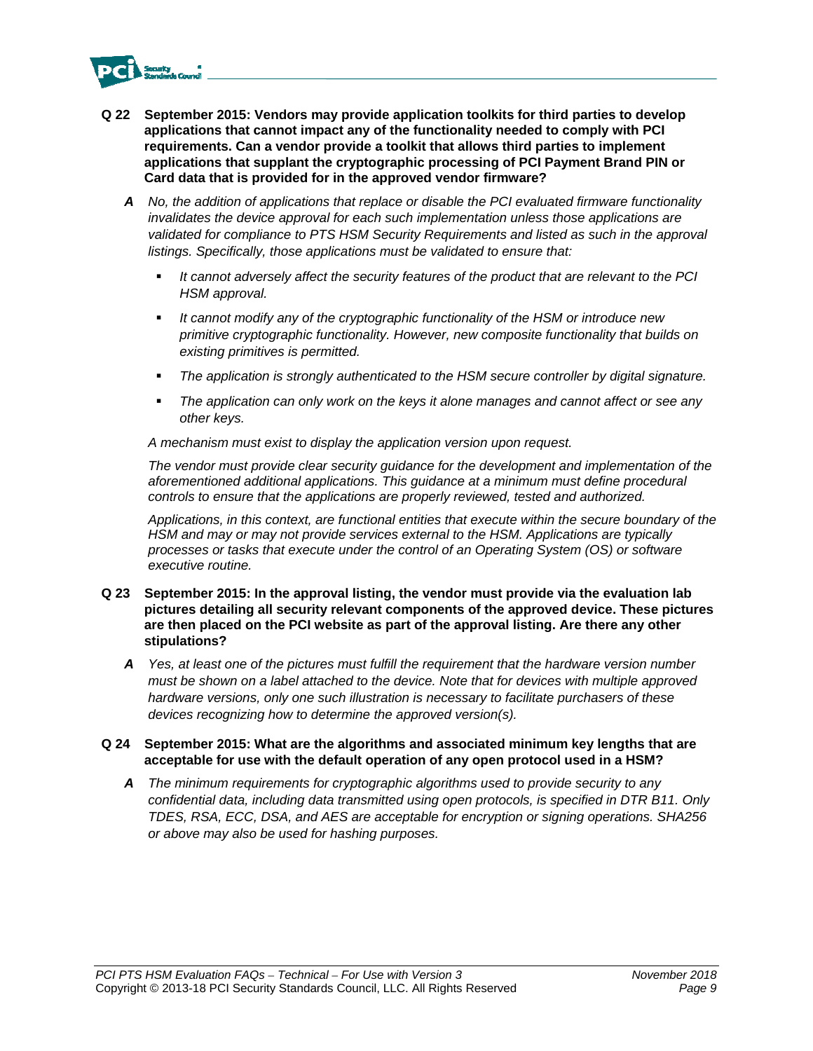**Q 22 September 2015: Vendors may provide application toolkits for third parties to develop applications that cannot impact any of the functionality needed to comply with PCI requirements. Can a vendor provide a toolkit that allows third parties to implement applications that supplant the cryptographic processing of PCI Payment Brand PIN or Card data that is provided for in the approved vendor firmware?**

***A*** *No, the addition of applications that replace or disable the PCI evaluated firmware functionality invalidates the device approval for each such implementation unless those applications are validated for compliance to PTS HSM Security Requirements and listed as such in the approval listings. Specifically, those applications must be validated to ensure that:*

- *It cannot adversely affect the security features of the product that are relevant to the PCI HSM approval.*
- *It cannot modify any of the cryptographic functionality of the HSM or introduce new primitive cryptographic functionality. However, new composite functionality that builds on existing primitives is permitted.*
- *The application is strongly authenticated to the HSM secure controller by digital signature.*
- *The application can only work on the keys it alone manages and cannot affect or see any other keys.*

*A mechanism must exist to display the application version upon request.*

*The vendor must provide clear security guidance for the development and implementation of the aforementioned additional applications. This guidance at a minimum must define procedural controls to ensure that the applications are properly reviewed, tested and authorized.*

*Applications, in this context, are functional entities that execute within the secure boundary of the HSM and may or may not provide services external to the HSM. Applications are typically processes or tasks that execute under the control of an Operating System (OS) or software executive routine.*

**Q 23 September 2015: In the approval listing, the vendor must provide via the evaluation lab pictures detailing all security relevant components of the approved device. These pictures are then placed on the PCI website as part of the approval listing. Are there any other stipulations?**

***A*** *Yes, at least one of the pictures must fulfill the requirement that the hardware version number must be shown on a label attached to the device. Note that for devices with multiple approved hardware versions, only one such illustration is necessary to facilitate purchasers of these devices recognizing how to determine the approved version(s).*

**Q 24 September 2015: What are the algorithms and associated minimum key lengths that are acceptable for use with the default operation of any open protocol used in a HSM?**

***A*** *The minimum requirements for cryptographic algorithms used to provide security to any confidential data, including data transmitted using open protocols, is specified in DTR B11. Only TDES, RSA, ECC, DSA, and AES are acceptable for encryption or signing operations. SHA256 or above may also be used for hashing purposes.*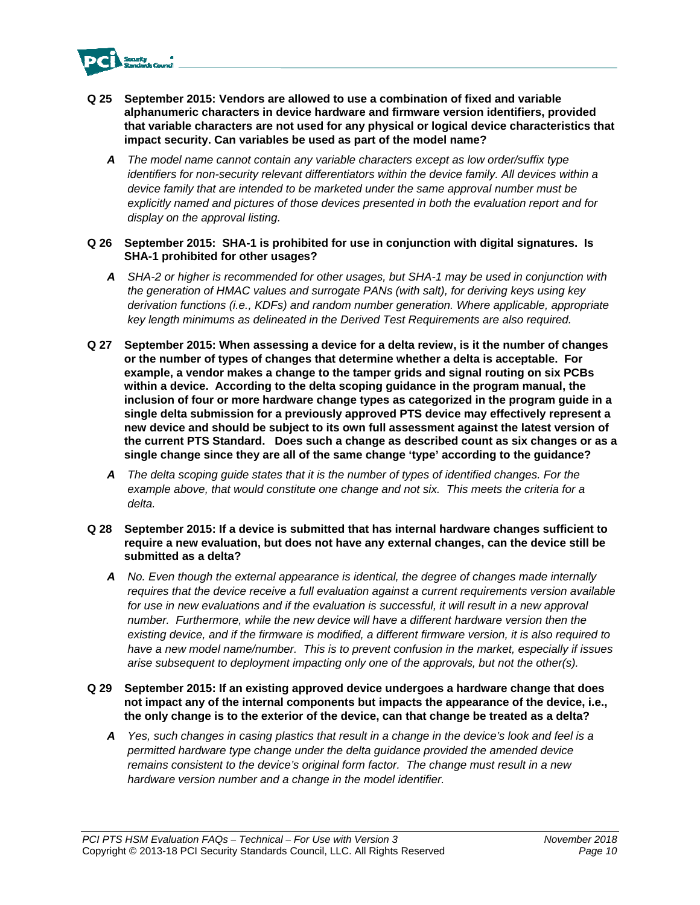**Q 25 September 2015: Vendors are allowed to use a combination of fixed and variable alphanumeric characters in device hardware and firmware version identifiers, provided that variable characters are not used for any physical or logical device characteristics that impact security. Can variables be used as part of the model name?**

***A*** *The model name cannot contain any variable characters except as low order/suffix type identifiers for non-security relevant differentiators within the device family. All devices within a device family that are intended to be marketed under the same approval number must be explicitly named and pictures of those devices presented in both the evaluation report and for display on the approval listing.*

**Q 26 September 2015: SHA-1 is prohibited for use in conjunction with digital signatures. Is SHA-1 prohibited for other usages?**

***A*** *SHA-2 or higher is recommended for other usages, but SHA-1 may be used in conjunction with the generation of HMAC values and surrogate PANs (with salt), for deriving keys using key derivation functions (i.e., KDFs) and random number generation. Where applicable, appropriate key length minimums as delineated in the Derived Test Requirements are also required.*

**Q 27 September 2015: When assessing a device for a delta review, is it the number of changes or the number of types of changes that determine whether a delta is acceptable. For example, a vendor makes a change to the tamper grids and signal routing on six PCBs within a device. According to the delta scoping guidance in the program manual, the inclusion of four or more hardware change types as categorized in the program guide in a single delta submission for a previously approved PTS device may effectively represent a new device and should be subject to its own full assessment against the latest version of the current PTS Standard. Does such a change as described count as six changes or as a single change since they are all of the same change 'type' according to the guidance?**

***A*** *The delta scoping guide states that it is the number of types of identified changes. For the example above, that would constitute one change and not six. This meets the criteria for a delta.*

**Q 28 September 2015: If a device is submitted that has internal hardware changes sufficient to require a new evaluation, but does not have any external changes, can the device still be submitted as a delta?**

***A*** *No. Even though the external appearance is identical, the degree of changes made internally requires that the device receive a full evaluation against a current requirements version available for use in new evaluations and if the evaluation is successful, it will result in a new approval number. Furthermore, while the new device will have a different hardware version then the existing device, and if the firmware is modified, a different firmware version, it is also required to have a new model name/number. This is to prevent confusion in the market, especially if issues arise subsequent to deployment impacting only one of the approvals, but not the other(s).*

**Q 29 September 2015: If an existing approved device undergoes a hardware change that does not impact any of the internal components but impacts the appearance of the device, i.e., the only change is to the exterior of the device, can that change be treated as a delta?**

***A*** *Yes, such changes in casing plastics that result in a change in the device's look and feel is a permitted hardware type change under the delta guidance provided the amended device remains consistent to the device's original form factor. The change must result in a new hardware version number and a change in the model identifier.*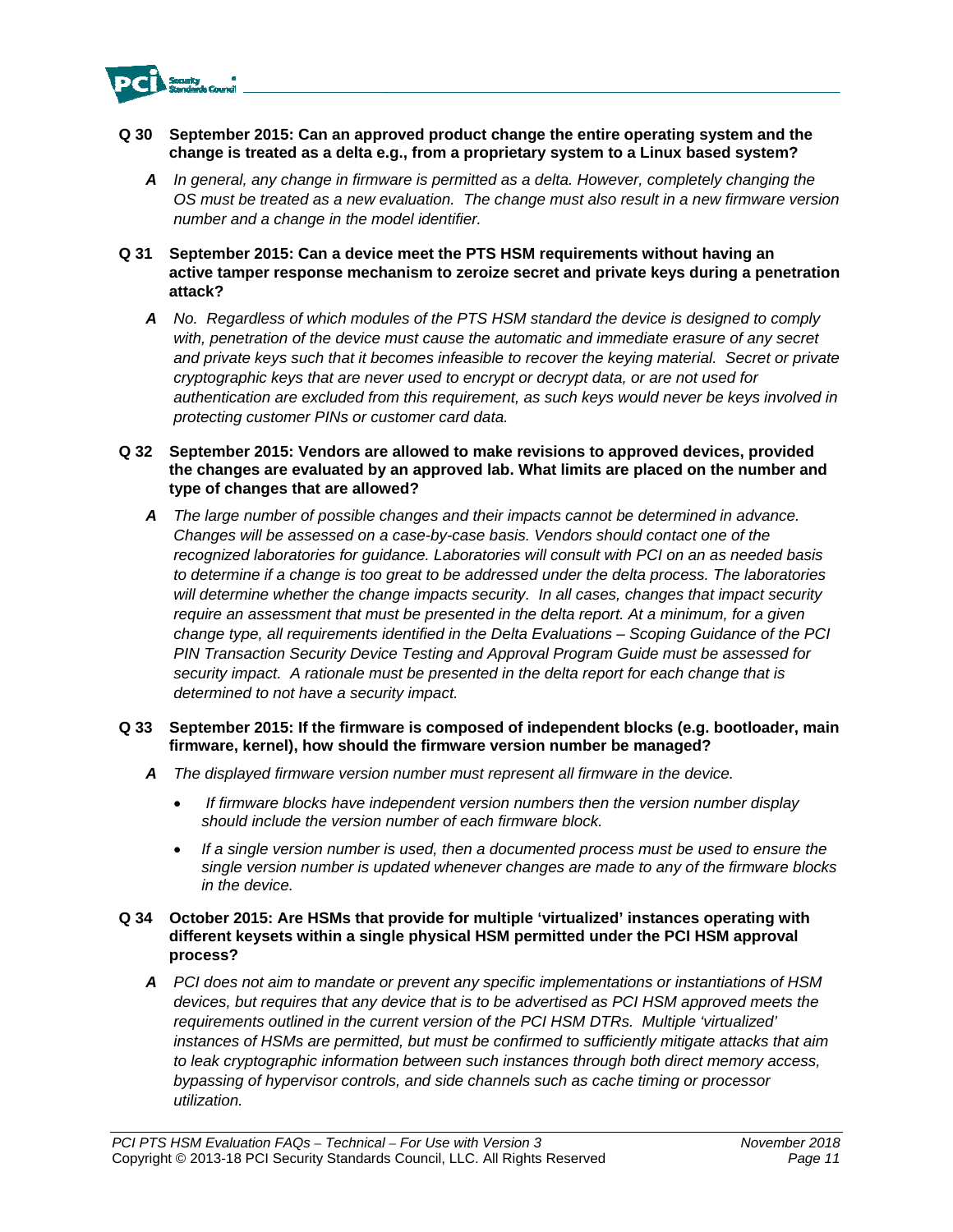**Q 30 September 2015: Can an approved product change the entire operating system and the change is treated as a delta e.g., from a proprietary system to a Linux based system?**

***A*** *In general, any change in firmware is permitted as a delta. However, completely changing the OS must be treated as a new evaluation. The change must also result in a new firmware version number and a change in the model identifier.*

**Q 31 September 2015: Can a device meet the PTS HSM requirements without having an active tamper response mechanism to zeroize secret and private keys during a penetration attack?**

***A*** *No. Regardless of which modules of the PTS HSM standard the device is designed to comply with, penetration of the device must cause the automatic and immediate erasure of any secret and private keys such that it becomes infeasible to recover the keying material. Secret or private cryptographic keys that are never used to encrypt or decrypt data, or are not used for authentication are excluded from this requirement, as such keys would never be keys involved in protecting customer PINs or customer card data.*

**Q 32 September 2015: Vendors are allowed to make revisions to approved devices, provided the changes are evaluated by an approved lab. What limits are placed on the number and type of changes that are allowed?**

***A*** *The large number of possible changes and their impacts cannot be determined in advance. Changes will be assessed on a case-by-case basis. Vendors should contact one of the recognized laboratories for guidance. Laboratories will consult with PCI on an as needed basis to determine if a change is too great to be addressed under the delta process. The laboratories will determine whether the change impacts security. In all cases, changes that impact security require an assessment that must be presented in the delta report. At a minimum, for a given change type, all requirements identified in the Delta Evaluations – Scoping Guidance of the PCI PIN Transaction Security Device Testing and Approval Program Guide must be assessed for security impact. A rationale must be presented in the delta report for each change that is determined to not have a security impact.*

**Q 33 September 2015: If the firmware is composed of independent blocks (e.g. bootloader, main firmware, kernel), how should the firmware version number be managed?**

***A*** *The displayed firmware version number must represent all firmware in the device.*

- *If firmware blocks have independent version numbers then the version number display should include the version number of each firmware block.*
- *If a single version number is used, then a documented process must be used to ensure the single version number is updated whenever changes are made to any of the firmware blocks in the device.*

**Q 34 October 2015: Are HSMs that provide for multiple 'virtualized' instances operating with different keysets within a single physical HSM permitted under the PCI HSM approval process?**

***A*** *PCI does not aim to mandate or prevent any specific implementations or instantiations of HSM devices, but requires that any device that is to be advertised as PCI HSM approved meets the requirements outlined in the current version of the PCI HSM DTRs. Multiple 'virtualized' instances of HSMs are permitted, but must be confirmed to sufficiently mitigate attacks that aim to leak cryptographic information between such instances through both direct memory access, bypassing of hypervisor controls, and side channels such as cache timing or processor utilization.*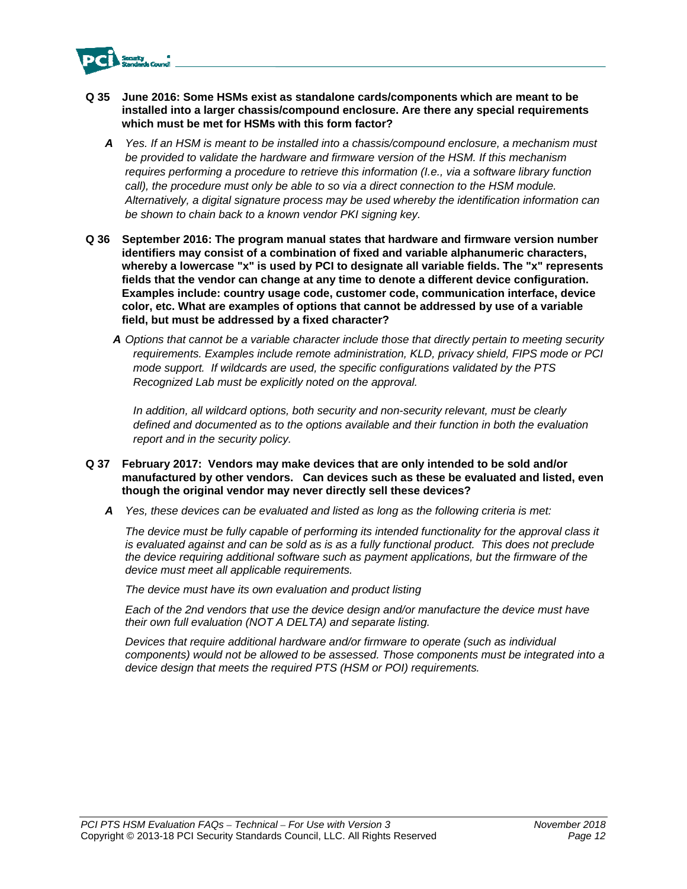**Q 35 June 2016: Some HSMs exist as standalone cards/components which are meant to be installed into a larger chassis/compound enclosure. Are there any special requirements which must be met for HSMs with this form factor?**

*A Yes. If an HSM is meant to be installed into a chassis/compound enclosure, a mechanism must be provided to validate the hardware and firmware version of the HSM. If this mechanism requires performing a procedure to retrieve this information (I.e., via a software library function call), the procedure must only be able to so via a direct connection to the HSM module. Alternatively, a digital signature process may be used whereby the identification information can be shown to chain back to a known vendor PKI signing key.*

**Q 36 September 2016: The program manual states that hardware and firmware version number identifiers may consist of a combination of fixed and variable alphanumeric characters, whereby a lowercase "x" is used by PCI to designate all variable fields. The "x" represents fields that the vendor can change at any time to denote a different device configuration. Examples include: country usage code, customer code, communication interface, device color, etc. What are examples of options that cannot be addressed by use of a variable field, but must be addressed by a fixed character?**

*A Options that cannot be a variable character include those that directly pertain to meeting security requirements. Examples include remote administration, KLD, privacy shield, FIPS mode or PCI mode support. If wildcards are used, the specific configurations validated by the PTS Recognized Lab must be explicitly noted on the approval.*

*In addition, all wildcard options, both security and non-security relevant, must be clearly defined and documented as to the options available and their function in both the evaluation report and in the security policy.*

**Q 37 February 2017: Vendors may make devices that are only intended to be sold and/or manufactured by other vendors. Can devices such as these be evaluated and listed, even though the original vendor may never directly sell these devices?**

*A Yes, these devices can be evaluated and listed as long as the following criteria is met:*

*The device must be fully capable of performing its intended functionality for the approval class it is evaluated against and can be sold as is as a fully functional product. This does not preclude the device requiring additional software such as payment applications, but the firmware of the device must meet all applicable requirements.*

*The device must have its own evaluation and product listing*

*Each of the 2nd vendors that use the device design and/or manufacture the device must have their own full evaluation (NOT A DELTA) and separate listing.*

*Devices that require additional hardware and/or firmware to operate (such as individual components) would not be allowed to be assessed. Those components must be integrated into a device design that meets the required PTS (HSM or POI) requirements.*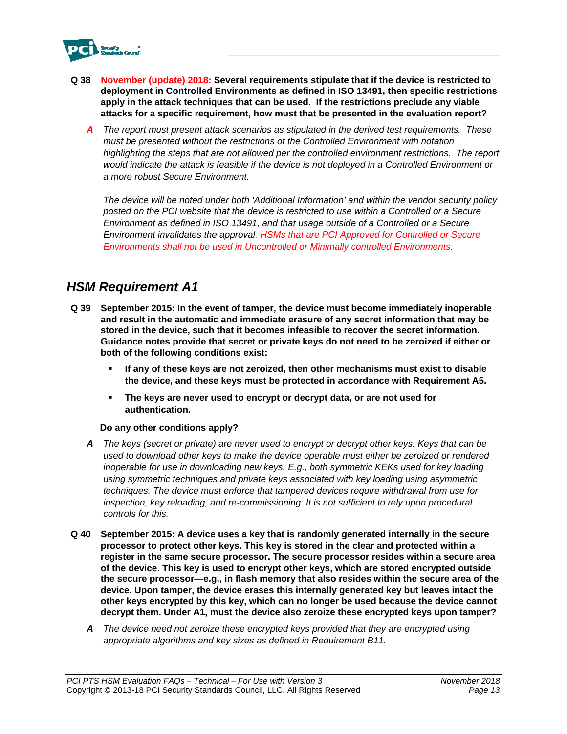**Q 38** **November (update) 2018: Several requirements stipulate that if the device is restricted to deployment in Controlled Environments as defined in ISO 13491, then specific restrictions apply in the attack techniques that can be used. If the restrictions preclude any viable attacks for a specific requirement, how must that be presented in the evaluation report?**

***A*** *The report must present attack scenarios as stipulated in the derived test requirements. These must be presented without the restrictions of the Controlled Environment with notation highlighting the steps that are not allowed per the controlled environment restrictions. The report would indicate the attack is feasible if the device is not deployed in a Controlled Environment or a more robust Secure Environment.*

*The device will be noted under both 'Additional Information' and within the vendor security policy posted on the PCI website that the device is restricted to use within a Controlled or a Secure Environment as defined in ISO 13491, and that usage outside of a Controlled or a Secure Environment invalidates the approval. HSMs that are PCI Approved for Controlled or Secure Environments shall not be used in Uncontrolled or Minimally controlled Environments.*

## HSM Requirement A1

**Q 39** **September 2015: In the event of tamper, the device must become immediately inoperable and result in the automatic and immediate erasure of any secret information that may be stored in the device, such that it becomes infeasible to recover the secret information. Guidance notes provide that secret or private keys do not need to be zeroized if either or both of the following conditions exist:**

- **If any of these keys are not zeroized, then other mechanisms must exist to disable the device, and these keys must be protected in accordance with Requirement A5.**
- **The keys are never used to encrypt or decrypt data, or are not used for authentication.**

**Do any other conditions apply?**

***A*** *The keys (secret or private) are never used to encrypt or decrypt other keys. Keys that can be used to download other keys to make the device operable must either be zeroized or rendered inoperable for use in downloading new keys. E.g., both symmetric KEKs used for key loading using symmetric techniques and private keys associated with key loading using asymmetric techniques. The device must enforce that tampered devices require withdrawal from use for inspection, key reloading, and re-commissioning. It is not sufficient to rely upon procedural controls for this.*

**Q 40** **September 2015: A device uses a key that is randomly generated internally in the secure processor to protect other keys. This key is stored in the clear and protected within a register in the same secure processor. The secure processor resides within a secure area of the device. This key is used to encrypt other keys, which are stored encrypted outside the secure processor—e.g., in flash memory that also resides within the secure area of the device. Upon tamper, the device erases this internally generated key but leaves intact the other keys encrypted by this key, which can no longer be used because the device cannot decrypt them. Under A1, must the device also zeroize these encrypted keys upon tamper?**

***A*** *The device need not zeroize these encrypted keys provided that they are encrypted using appropriate algorithms and key sizes as defined in Requirement B11.*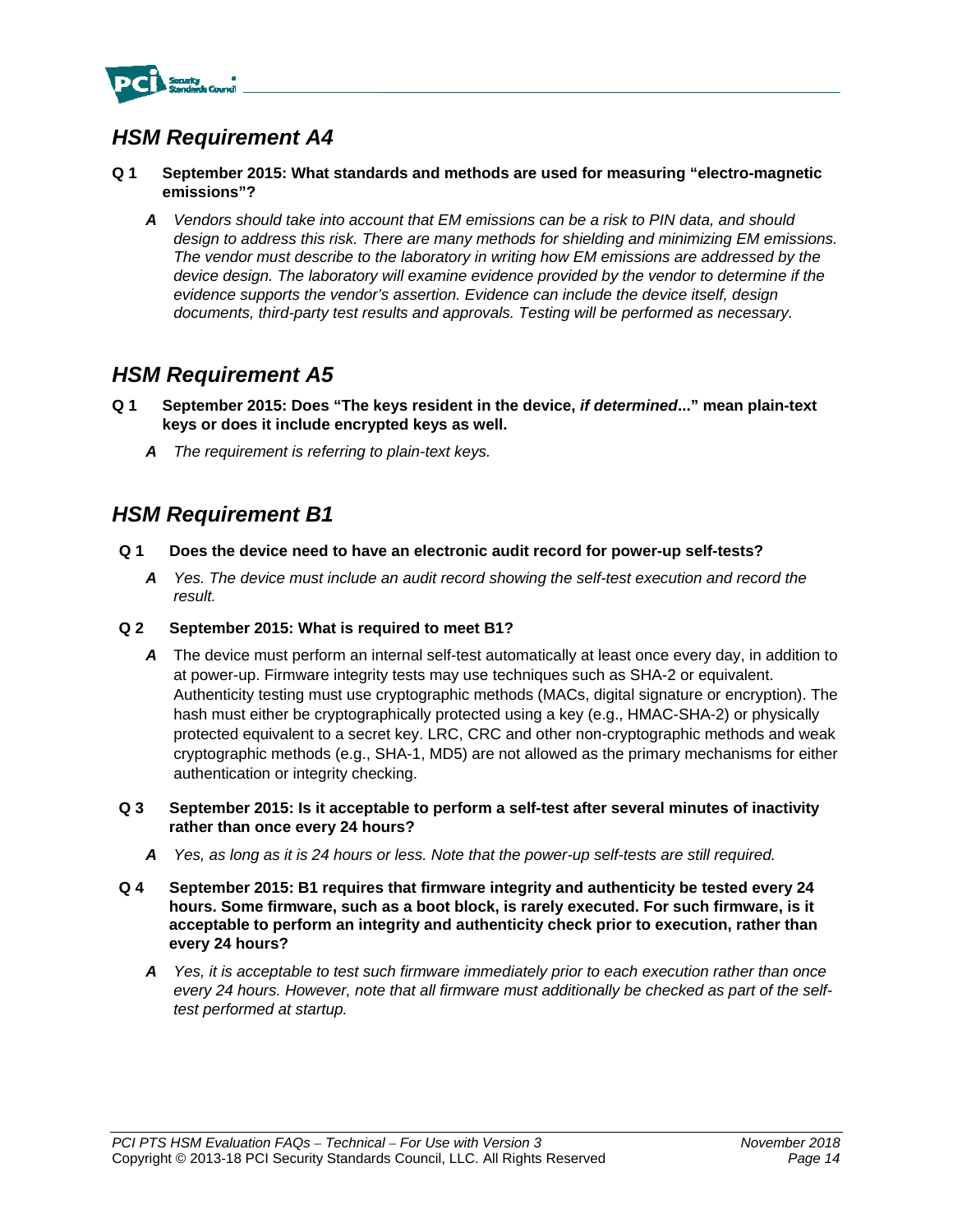## *HSM Requirement A4*

**Q 1 September 2015: What standards and methods are used for measuring “electro-magnetic emissions”?**

> ***A*** *Vendors should take into account that EM emissions can be a risk to PIN data, and should design to address this risk. There are many methods for shielding and minimizing EM emissions. The vendor must describe to the laboratory in writing how EM emissions are addressed by the device design. The laboratory will examine evidence provided by the vendor to determine if the evidence supports the vendor’s assertion. Evidence can include the device itself, design documents, third-party test results and approvals. Testing will be performed as necessary.*

## *HSM Requirement A5*

**Q 1 September 2015: Does “The keys resident in the device, *if determined*...” mean plain-text keys or does it include encrypted keys as well.**

> ***A*** *The requirement is referring to plain-text keys.*

## *HSM Requirement B1*

**Q 1 Does the device need to have an electronic audit record for power-up self-tests?**

> ***A*** *Yes. The device must include an audit record showing the self-test execution and record the result.*

**Q 2 September 2015: What is required to meet B1?**

> ***A*** The device must perform an internal self-test automatically at least once every day, in addition to at power-up. Firmware integrity tests may use techniques such as SHA-2 or equivalent. Authenticity testing must use cryptographic methods (MACs, digital signature or encryption). The hash must either be cryptographically protected using a key (e.g., HMAC-SHA-2) or physically protected equivalent to a secret key. LRC, CRC and other non-cryptographic methods and weak cryptographic methods (e.g., SHA-1, MD5) are not allowed as the primary mechanisms for either authentication or integrity checking.

**Q 3 September 2015: Is it acceptable to perform a self-test after several minutes of inactivity rather than once every 24 hours?**

> ***A*** *Yes, as long as it is 24 hours or less. Note that the power-up self-tests are still required.*

**Q 4 September 2015: B1 requires that firmware integrity and authenticity be tested every 24 hours. Some firmware, such as a boot block, is rarely executed. For such firmware, is it acceptable to perform an integrity and authenticity check prior to execution, rather than every 24 hours?**

> ***A*** *Yes, it is acceptable to test such firmware immediately prior to each execution rather than once every 24 hours. However, note that all firmware must additionally be checked as part of the self-test performed at startup.*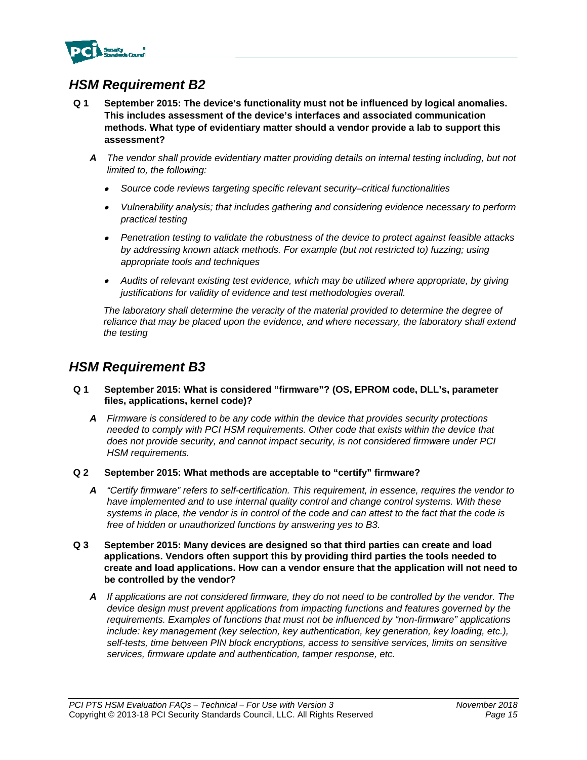## *HSM Requirement B2*

**Q 1 September 2015: The device's functionality must not be influenced by logical anomalies. This includes assessment of the device's interfaces and associated communication methods. What type of evidentiary matter should a vendor provide a lab to support this assessment?**

***A*** *The vendor shall provide evidentiary matter providing details on internal testing including, but not limited to, the following:*

- *Source code reviews targeting specific relevant security–critical functionalities*
- *Vulnerability analysis; that includes gathering and considering evidence necessary to perform practical testing*
- *Penetration testing to validate the robustness of the device to protect against feasible attacks by addressing known attack methods. For example (but not restricted to) fuzzing; using appropriate tools and techniques*
- *Audits of relevant existing test evidence, which may be utilized where appropriate, by giving justifications for validity of evidence and test methodologies overall.*

*The laboratory shall determine the veracity of the material provided to determine the degree of reliance that may be placed upon the evidence, and where necessary, the laboratory shall extend the testing*

## *HSM Requirement B3*

**Q 1 September 2015: What is considered "firmware"? (OS, EPROM code, DLL's, parameter files, applications, kernel code)?**

***A*** *Firmware is considered to be any code within the device that provides security protections needed to comply with PCI HSM requirements. Other code that exists within the device that does not provide security, and cannot impact security, is not considered firmware under PCI HSM requirements.*

**Q 2 September 2015: What methods are acceptable to "certify" firmware?**

***A*** *"Certify firmware" refers to self-certification. This requirement, in essence, requires the vendor to have implemented and to use internal quality control and change control systems. With these systems in place, the vendor is in control of the code and can attest to the fact that the code is free of hidden or unauthorized functions by answering yes to B3.*

**Q 3 September 2015: Many devices are designed so that third parties can create and load applications. Vendors often support this by providing third parties the tools needed to create and load applications. How can a vendor ensure that the application will not need to be controlled by the vendor?**

***A*** *If applications are not considered firmware, they do not need to be controlled by the vendor. The device design must prevent applications from impacting functions and features governed by the requirements. Examples of functions that must not be influenced by "non-firmware" applications include: key management (key selection, key authentication, key generation, key loading, etc.), self-tests, time between PIN block encryptions, access to sensitive services, limits on sensitive services, firmware update and authentication, tamper response, etc.*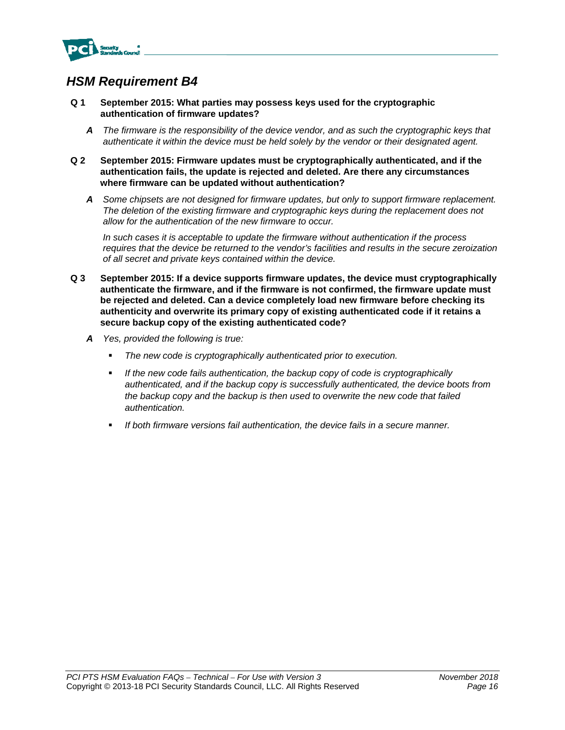## *HSM Requirement B4*

**Q 1 September 2015: What parties may possess keys used for the cryptographic authentication of firmware updates?**

***A*** *The firmware is the responsibility of the device vendor, and as such the cryptographic keys that authenticate it within the device must be held solely by the vendor or their designated agent.*

**Q 2 September 2015: Firmware updates must be cryptographically authenticated, and if the authentication fails, the update is rejected and deleted. Are there any circumstances where firmware can be updated without authentication?**

***A*** *Some chipsets are not designed for firmware updates, but only to support firmware replacement. The deletion of the existing firmware and cryptographic keys during the replacement does not allow for the authentication of the new firmware to occur.*

*In such cases it is acceptable to update the firmware without authentication if the process requires that the device be returned to the vendor's facilities and results in the secure zeroization of all secret and private keys contained within the device.*

**Q 3 September 2015: If a device supports firmware updates, the device must cryptographically authenticate the firmware, and if the firmware is not confirmed, the firmware update must be rejected and deleted. Can a device completely load new firmware before checking its authenticity and overwrite its primary copy of existing authenticated code if it retains a secure backup copy of the existing authenticated code?**

***A*** *Yes, provided the following is true:*

- *The new code is cryptographically authenticated prior to execution.*
- *If the new code fails authentication, the backup copy of code is cryptographically authenticated, and if the backup copy is successfully authenticated, the device boots from the backup copy and the backup is then used to overwrite the new code that failed authentication.*
- *If both firmware versions fail authentication, the device fails in a secure manner.*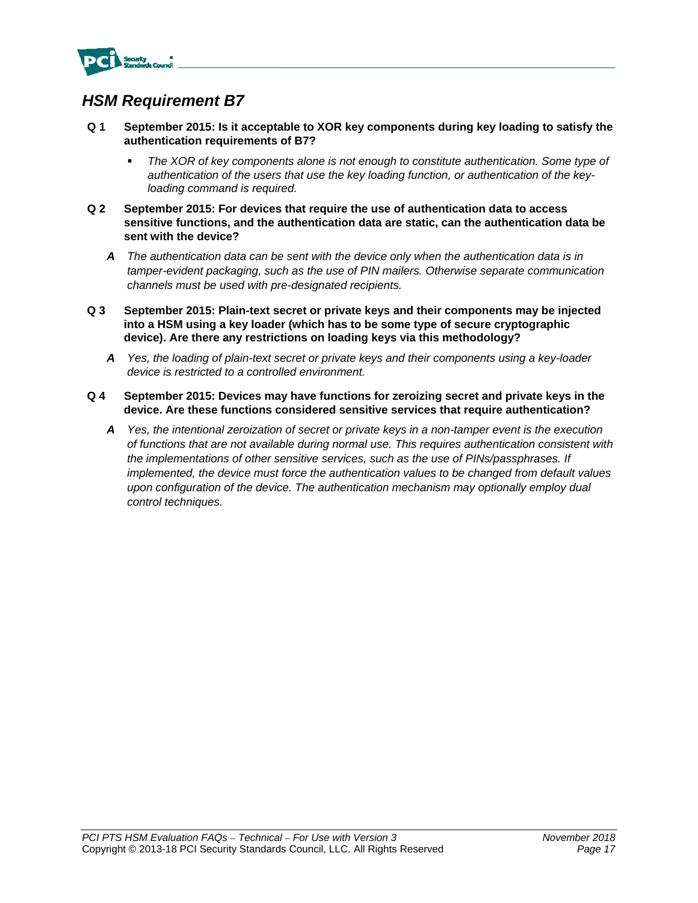## *HSM Requirement B7*

**Q 1 September 2015: Is it acceptable to XOR key components during key loading to satisfy the authentication requirements of B7?**

- *The XOR of key components alone is not enough to constitute authentication. Some type of authentication of the users that use the key loading function, or authentication of the key-loading command is required.*

**Q 2 September 2015: For devices that require the use of authentication data to access sensitive functions, and the authentication data are static, can the authentication data be sent with the device?**

***A*** *The authentication data can be sent with the device only when the authentication data is in tamper-evident packaging, such as the use of PIN mailers. Otherwise separate communication channels must be used with pre-designated recipients.*

**Q 3 September 2015: Plain-text secret or private keys and their components may be injected into a HSM using a key loader (which has to be some type of secure cryptographic device). Are there any restrictions on loading keys via this methodology?**

***A*** *Yes, the loading of plain-text secret or private keys and their components using a key-loader device is restricted to a controlled environment.*

**Q 4 September 2015: Devices may have functions for zeroizing secret and private keys in the device. Are these functions considered sensitive services that require authentication?**

***A*** *Yes, the intentional zeroization of secret or private keys in a non-tamper event is the execution of functions that are not available during normal use. This requires authentication consistent with the implementations of other sensitive services, such as the use of PINs/passphrases. If implemented, the device must force the authentication values to be changed from default values upon configuration of the device. The authentication mechanism may optionally employ dual control techniques.*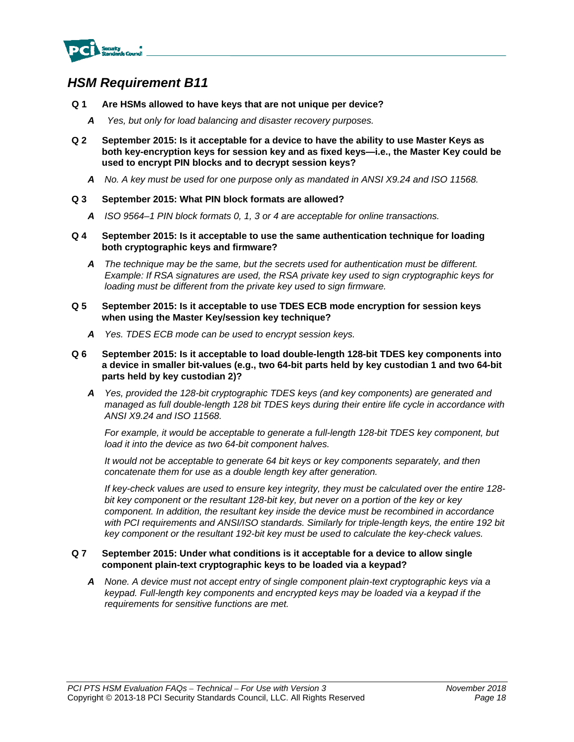## *HSM Requirement B11*

**Q 1 Are HSMs allowed to have keys that are not unique per device?**

> ***A*** *Yes, but only for load balancing and disaster recovery purposes.*

**Q 2 September 2015: Is it acceptable for a device to have the ability to use Master Keys as both key-encryption keys for session key and as fixed keys—i.e., the Master Key could be used to encrypt PIN blocks and to decrypt session keys?**

> ***A*** *No. A key must be used for one purpose only as mandated in ANSI X9.24 and ISO 11568.*

**Q 3 September 2015: What PIN block formats are allowed?**

> ***A*** *ISO 9564–1 PIN block formats 0, 1, 3 or 4 are acceptable for online transactions.*

**Q 4 September 2015: Is it acceptable to use the same authentication technique for loading both cryptographic keys and firmware?**

> ***A*** *The technique may be the same, but the secrets used for authentication must be different. Example: If RSA signatures are used, the RSA private key used to sign cryptographic keys for loading must be different from the private key used to sign firmware.*

**Q 5 September 2015: Is it acceptable to use TDES ECB mode encryption for session keys when using the Master Key/session key technique?**

> ***A*** *Yes. TDES ECB mode can be used to encrypt session keys.*

**Q 6 September 2015: Is it acceptable to load double-length 128-bit TDES key components into a device in smaller bit-values (e.g., two 64-bit parts held by key custodian 1 and two 64-bit parts held by key custodian 2)?**

> ***A*** *Yes, provided the 128-bit cryptographic TDES keys (and key components) are generated and managed as full double-length 128 bit TDES keys during their entire life cycle in accordance with ANSI X9.24 and ISO 11568.*
>
> *For example, it would be acceptable to generate a full-length 128-bit TDES key component, but load it into the device as two 64-bit component halves.*
>
> *It would not be acceptable to generate 64 bit keys or key components separately, and then concatenate them for use as a double length key after generation.*
>
> *If key-check values are used to ensure key integrity, they must be calculated over the entire 128-bit key component or the resultant 128-bit key, but never on a portion of the key or key component. In addition, the resultant key inside the device must be recombined in accordance with PCI requirements and ANSI/ISO standards. Similarly for triple-length keys, the entire 192 bit key component or the resultant 192-bit key must be used to calculate the key-check values.*

**Q 7 September 2015: Under what conditions is it acceptable for a device to allow single component plain-text cryptographic keys to be loaded via a keypad?**

> ***A*** *None. A device must not accept entry of single component plain-text cryptographic keys via a keypad. Full-length key components and encrypted keys may be loaded via a keypad if the requirements for sensitive functions are met.*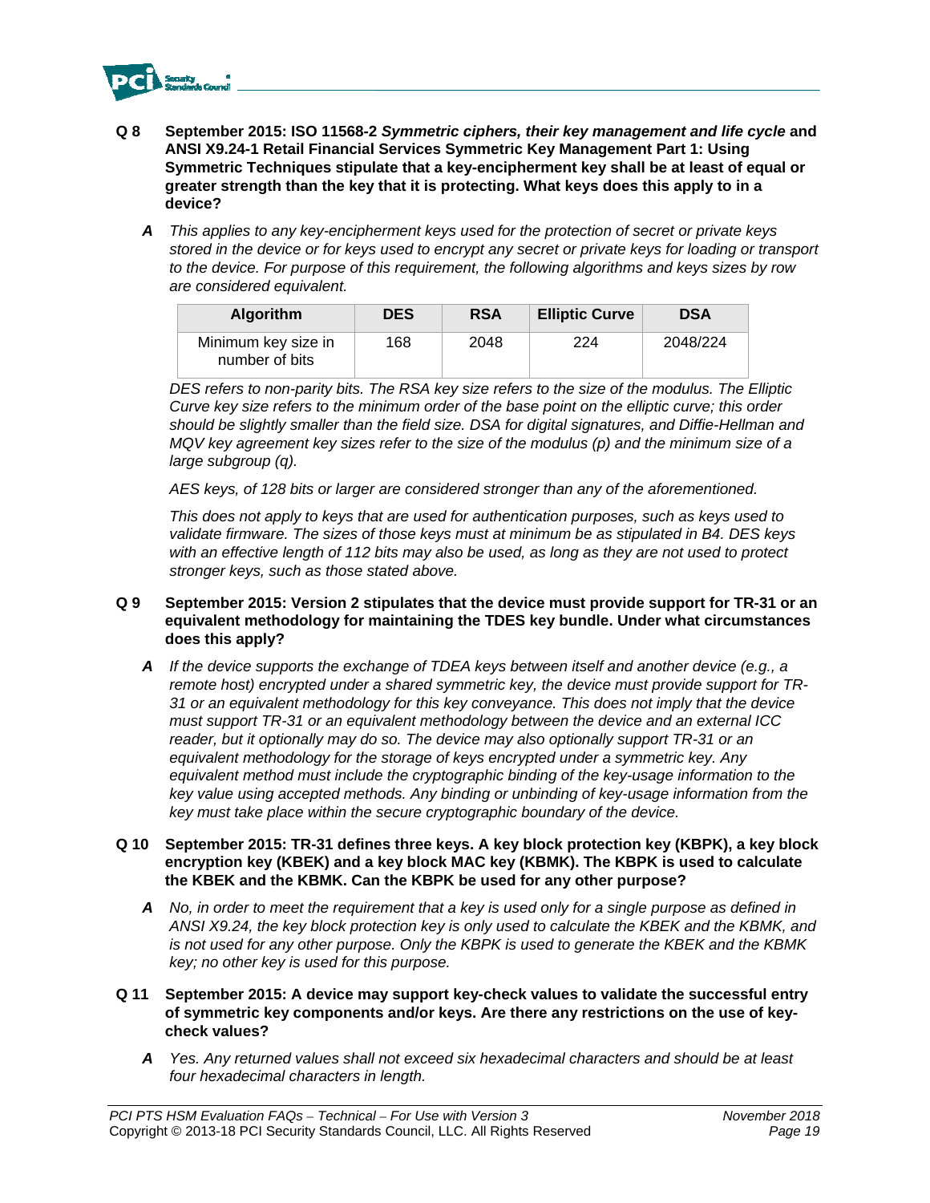**Q 8 September 2015: ISO 11568-2 *Symmetric ciphers, their key management and life cycle* and ANSI X9.24-1 Retail Financial Services Symmetric Key Management Part 1: Using Symmetric Techniques stipulate that a key-encipherment key shall be at least of equal or greater strength than the key that it is protecting. What keys does this apply to in a device?**

***A*** *This applies to any key-encipherment keys used for the protection of secret or private keys stored in the device or for keys used to encrypt any secret or private keys for loading or transport to the device. For purpose of this requirement, the following algorithms and keys sizes by row are considered equivalent.*

| Algorithm | DES | RSA | Elliptic Curve | DSA |
|---|---|---|---|---|
| Minimum key size in number of bits | 168 | 2048 | 224 | 2048/224 |

*DES refers to non-parity bits. The RSA key size refers to the size of the modulus. The Elliptic Curve key size refers to the minimum order of the base point on the elliptic curve; this order should be slightly smaller than the field size. DSA for digital signatures, and Diffie-Hellman and MQV key agreement key sizes refer to the size of the modulus (p) and the minimum size of a large subgroup (q).*

*AES keys, of 128 bits or larger are considered stronger than any of the aforementioned.*

*This does not apply to keys that are used for authentication purposes, such as keys used to validate firmware. The sizes of those keys must at minimum be as stipulated in B4. DES keys with an effective length of 112 bits may also be used, as long as they are not used to protect stronger keys, such as those stated above.*

**Q 9 September 2015: Version 2 stipulates that the device must provide support for TR-31 or an equivalent methodology for maintaining the TDES key bundle. Under what circumstances does this apply?**

***A*** *If the device supports the exchange of TDEA keys between itself and another device (e.g., a remote host) encrypted under a shared symmetric key, the device must provide support for TR-31 or an equivalent methodology for this key conveyance. This does not imply that the device must support TR-31 or an equivalent methodology between the device and an external ICC reader, but it optionally may do so. The device may also optionally support TR-31 or an equivalent methodology for the storage of keys encrypted under a symmetric key. Any equivalent method must include the cryptographic binding of the key-usage information to the key value using accepted methods. Any binding or unbinding of key-usage information from the key must take place within the secure cryptographic boundary of the device.*

**Q 10 September 2015: TR-31 defines three keys. A key block protection key (KBPK), a key block encryption key (KBEK) and a key block MAC key (KBMK). The KBPK is used to calculate the KBEK and the KBMK. Can the KBPK be used for any other purpose?**

***A*** *No, in order to meet the requirement that a key is used only for a single purpose as defined in ANSI X9.24, the key block protection key is only used to calculate the KBEK and the KBMK, and is not used for any other purpose. Only the KBPK is used to generate the KBEK and the KBMK key; no other key is used for this purpose.*

**Q 11 September 2015: A device may support key-check values to validate the successful entry of symmetric key components and/or keys. Are there any restrictions on the use of key-check values?**

***A*** *Yes. Any returned values shall not exceed six hexadecimal characters and should be at least four hexadecimal characters in length.*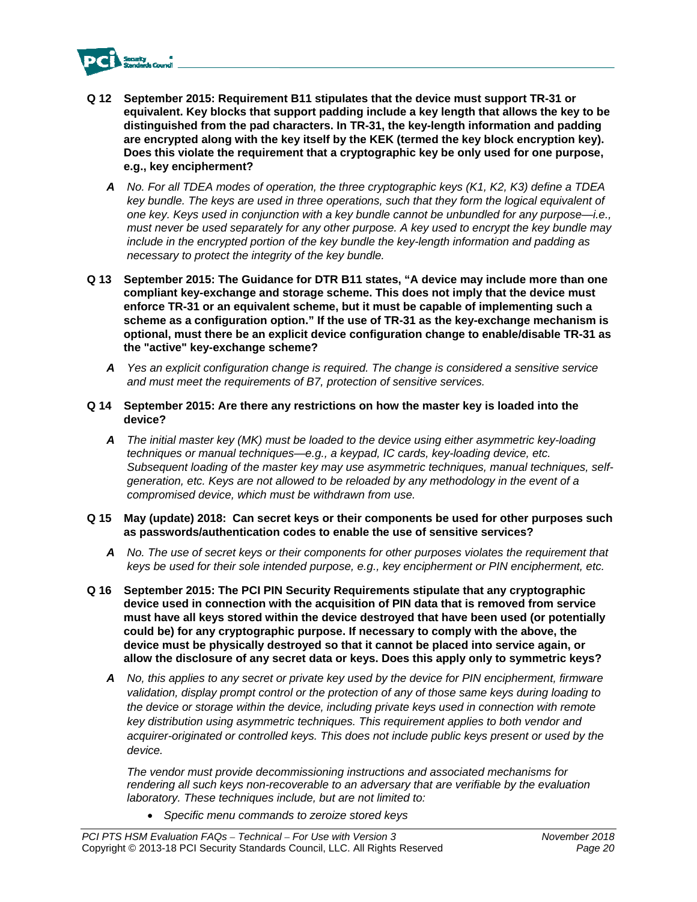**Q 12 September 2015: Requirement B11 stipulates that the device must support TR-31 or equivalent. Key blocks that support padding include a key length that allows the key to be distinguished from the pad characters. In TR-31, the key-length information and padding are encrypted along with the key itself by the KEK (termed the key block encryption key). Does this violate the requirement that a cryptographic key be only used for one purpose, e.g., key encipherment?**

***A*** *No. For all TDEA modes of operation, the three cryptographic keys (K1, K2, K3) define a TDEA key bundle. The keys are used in three operations, such that they form the logical equivalent of one key. Keys used in conjunction with a key bundle cannot be unbundled for any purpose—i.e., must never be used separately for any other purpose. A key used to encrypt the key bundle may include in the encrypted portion of the key bundle the key-length information and padding as necessary to protect the integrity of the key bundle.*

**Q 13 September 2015: The Guidance for DTR B11 states, "A device may include more than one compliant key-exchange and storage scheme. This does not imply that the device must enforce TR-31 or an equivalent scheme, but it must be capable of implementing such a scheme as a configuration option." If the use of TR-31 as the key-exchange mechanism is optional, must there be an explicit device configuration change to enable/disable TR-31 as the "active" key-exchange scheme?**

***A*** *Yes an explicit configuration change is required. The change is considered a sensitive service and must meet the requirements of B7, protection of sensitive services.*

**Q 14 September 2015: Are there any restrictions on how the master key is loaded into the device?**

***A*** *The initial master key (MK) must be loaded to the device using either asymmetric key-loading techniques or manual techniques—e.g., a keypad, IC cards, key-loading device, etc. Subsequent loading of the master key may use asymmetric techniques, manual techniques, self-generation, etc. Keys are not allowed to be reloaded by any methodology in the event of a compromised device, which must be withdrawn from use.*

**Q 15 May (update) 2018: Can secret keys or their components be used for other purposes such as passwords/authentication codes to enable the use of sensitive services?**

***A*** *No. The use of secret keys or their components for other purposes violates the requirement that keys be used for their sole intended purpose, e.g., key encipherment or PIN encipherment, etc.*

**Q 16 September 2015: The PCI PIN Security Requirements stipulate that any cryptographic device used in connection with the acquisition of PIN data that is removed from service must have all keys stored within the device destroyed that have been used (or potentially could be) for any cryptographic purpose. If necessary to comply with the above, the device must be physically destroyed so that it cannot be placed into service again, or allow the disclosure of any secret data or keys. Does this apply only to symmetric keys?**

***A*** *No, this applies to any secret or private key used by the device for PIN encipherment, firmware validation, display prompt control or the protection of any of those same keys during loading to the device or storage within the device, including private keys used in connection with remote key distribution using asymmetric techniques. This requirement applies to both vendor and acquirer-originated or controlled keys. This does not include public keys present or used by the device.*

*The vendor must provide decommissioning instructions and associated mechanisms for rendering all such keys non-recoverable to an adversary that are verifiable by the evaluation laboratory. These techniques include, but are not limited to:*

- *Specific menu commands to zeroize stored keys*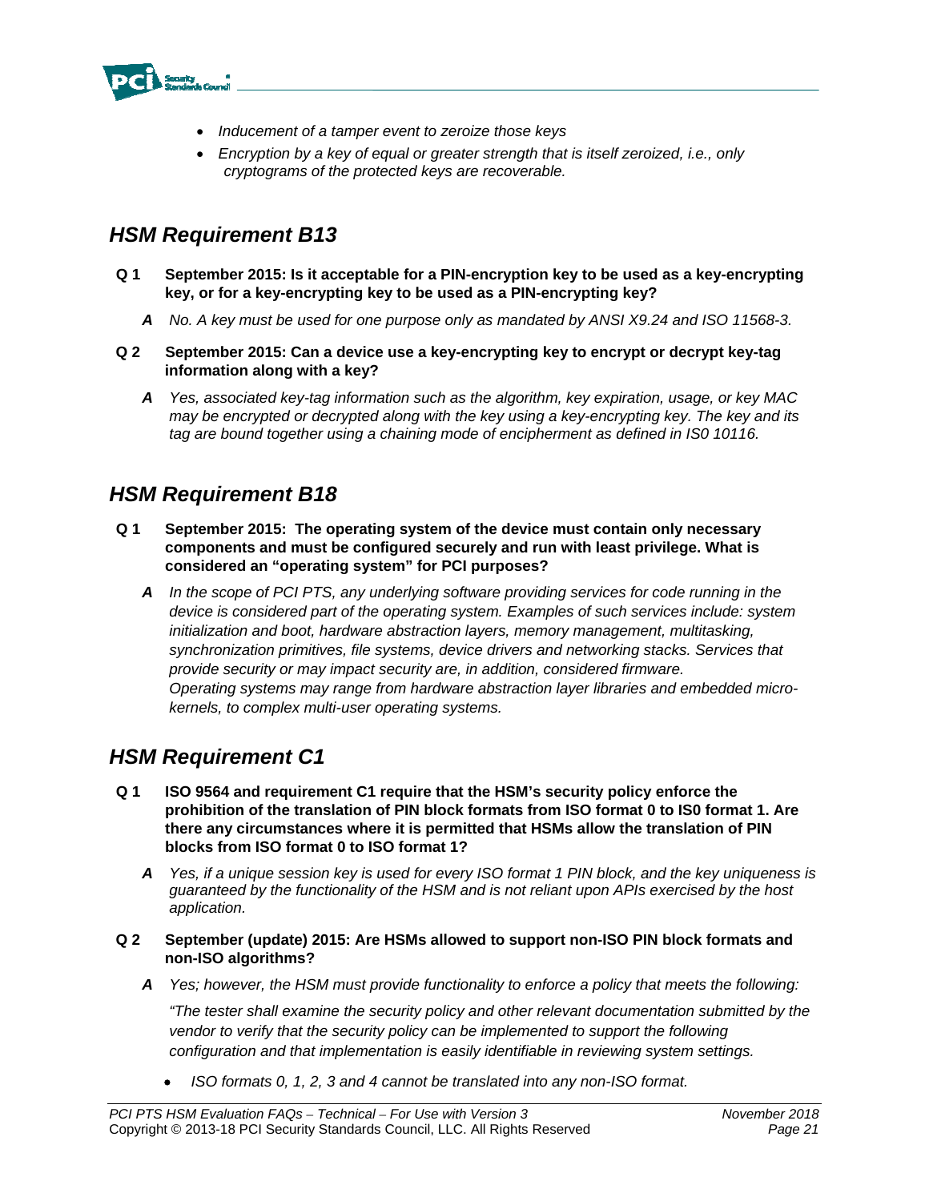- *Inducement of a tamper event to zeroize those keys*
- *Encryption by a key of equal or greater strength that is itself zeroized, i.e., only cryptograms of the protected keys are recoverable.*

## *HSM Requirement B13*

**Q 1 September 2015: Is it acceptable for a PIN-encryption key to be used as a key-encrypting key, or for a key-encrypting key to be used as a PIN-encrypting key?**

***A*** *No. A key must be used for one purpose only as mandated by ANSI X9.24 and ISO 11568-3.*

**Q 2 September 2015: Can a device use a key-encrypting key to encrypt or decrypt key-tag information along with a key?**

***A*** *Yes, associated key-tag information such as the algorithm, key expiration, usage, or key MAC may be encrypted or decrypted along with the key using a key-encrypting key. The key and its tag are bound together using a chaining mode of encipherment as defined in IS0 10116.*

## *HSM Requirement B18*

**Q 1 September 2015: The operating system of the device must contain only necessary components and must be configured securely and run with least privilege. What is considered an "operating system" for PCI purposes?**

***A*** *In the scope of PCI PTS, any underlying software providing services for code running in the device is considered part of the operating system. Examples of such services include: system initialization and boot, hardware abstraction layers, memory management, multitasking, synchronization primitives, file systems, device drivers and networking stacks. Services that provide security or may impact security are, in addition, considered firmware.*
*Operating systems may range from hardware abstraction layer libraries and embedded micro-kernels, to complex multi-user operating systems.*

## *HSM Requirement C1*

**Q 1 ISO 9564 and requirement C1 require that the HSM's security policy enforce the prohibition of the translation of PIN block formats from ISO format 0 to IS0 format 1. Are there any circumstances where it is permitted that HSMs allow the translation of PIN blocks from ISO format 0 to ISO format 1?**

***A*** *Yes, if a unique session key is used for every ISO format 1 PIN block, and the key uniqueness is guaranteed by the functionality of the HSM and is not reliant upon APIs exercised by the host application.*

**Q 2 September (update) 2015: Are HSMs allowed to support non-ISO PIN block formats and non-ISO algorithms?**

***A*** *Yes; however, the HSM must provide functionality to enforce a policy that meets the following:*

*"The tester shall examine the security policy and other relevant documentation submitted by the vendor to verify that the security policy can be implemented to support the following configuration and that implementation is easily identifiable in reviewing system settings.*

- *ISO formats 0, 1, 2, 3 and 4 cannot be translated into any non-ISO format.*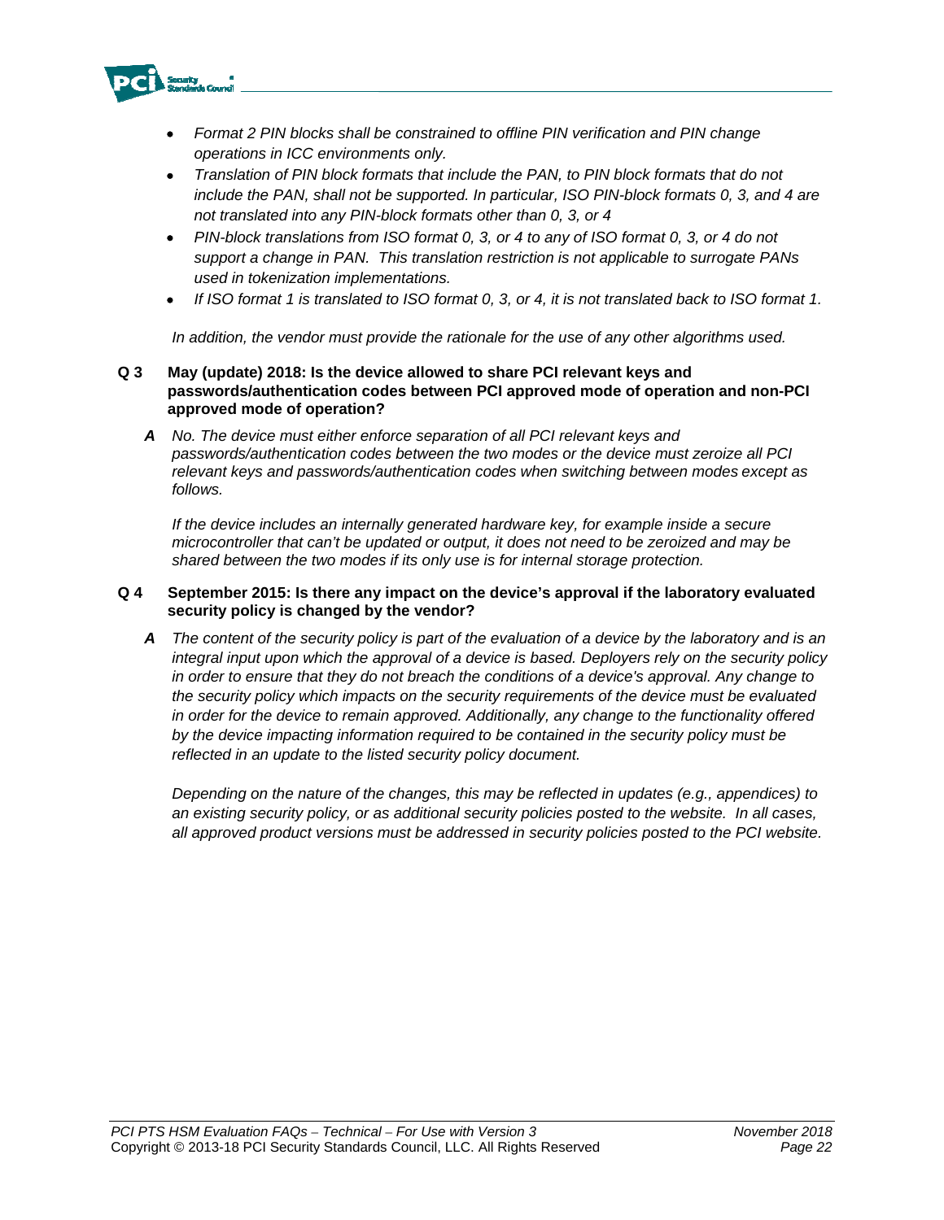- *Format 2 PIN blocks shall be constrained to offline PIN verification and PIN change operations in ICC environments only.*
- *Translation of PIN block formats that include the PAN, to PIN block formats that do not include the PAN, shall not be supported. In particular, ISO PIN-block formats 0, 3, and 4 are not translated into any PIN-block formats other than 0, 3, or 4*
- *PIN-block translations from ISO format 0, 3, or 4 to any of ISO format 0, 3, or 4 do not support a change in PAN. This translation restriction is not applicable to surrogate PANs used in tokenization implementations.*
- *If ISO format 1 is translated to ISO format 0, 3, or 4, it is not translated back to ISO format 1.*

*In addition, the vendor must provide the rationale for the use of any other algorithms used.*

**Q 3 May (update) 2018: Is the device allowed to share PCI relevant keys and passwords/authentication codes between PCI approved mode of operation and non-PCI approved mode of operation?**

**A** *No. The device must either enforce separation of all PCI relevant keys and passwords/authentication codes between the two modes or the device must zeroize all PCI relevant keys and passwords/authentication codes when switching between modes except as follows.*

*If the device includes an internally generated hardware key, for example inside a secure microcontroller that can't be updated or output, it does not need to be zeroized and may be shared between the two modes if its only use is for internal storage protection.*

**Q 4 September 2015: Is there any impact on the device's approval if the laboratory evaluated security policy is changed by the vendor?**

**A** *The content of the security policy is part of the evaluation of a device by the laboratory and is an integral input upon which the approval of a device is based. Deployers rely on the security policy in order to ensure that they do not breach the conditions of a device's approval. Any change to the security policy which impacts on the security requirements of the device must be evaluated in order for the device to remain approved. Additionally, any change to the functionality offered by the device impacting information required to be contained in the security policy must be reflected in an update to the listed security policy document.*

*Depending on the nature of the changes, this may be reflected in updates (e.g., appendices) to an existing security policy, or as additional security policies posted to the website. In all cases, all approved product versions must be addressed in security policies posted to the PCI website.*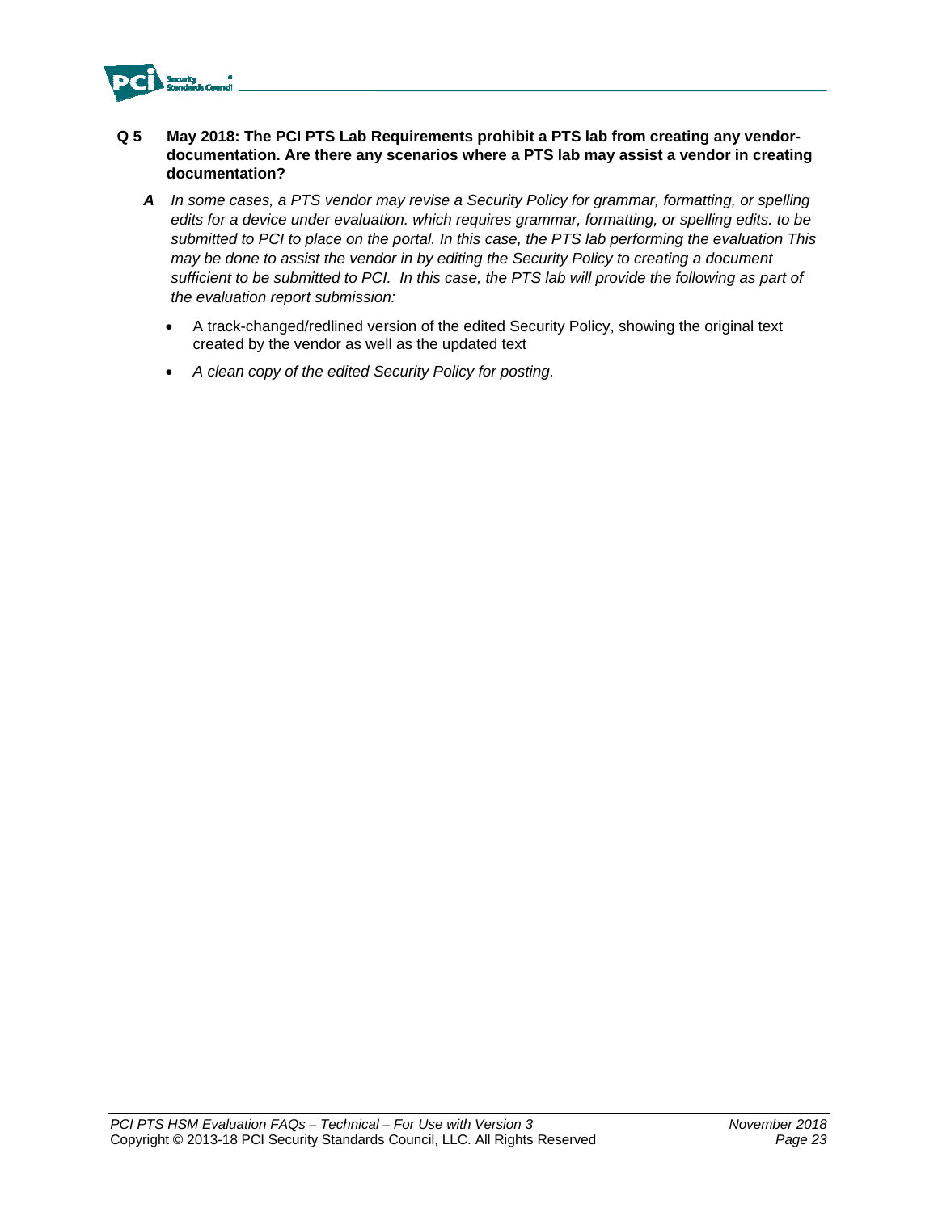**Q 5 May 2018: The PCI PTS Lab Requirements prohibit a PTS lab from creating any vendor-documentation. Are there any scenarios where a PTS lab may assist a vendor in creating documentation?**

***A*** *In some cases, a PTS vendor may revise a Security Policy for grammar, formatting, or spelling edits for a device under evaluation. which requires grammar, formatting, or spelling edits. to be submitted to PCI to place on the portal. In this case, the PTS lab performing the evaluation This may be done to assist the vendor in by editing the Security Policy to creating a document sufficient to be submitted to PCI. In this case, the PTS lab will provide the following as part of the evaluation report submission:*

- A track-changed/redlined version of the edited Security Policy, showing the original text created by the vendor as well as the updated text
- *A clean copy of the edited Security Policy for posting.*